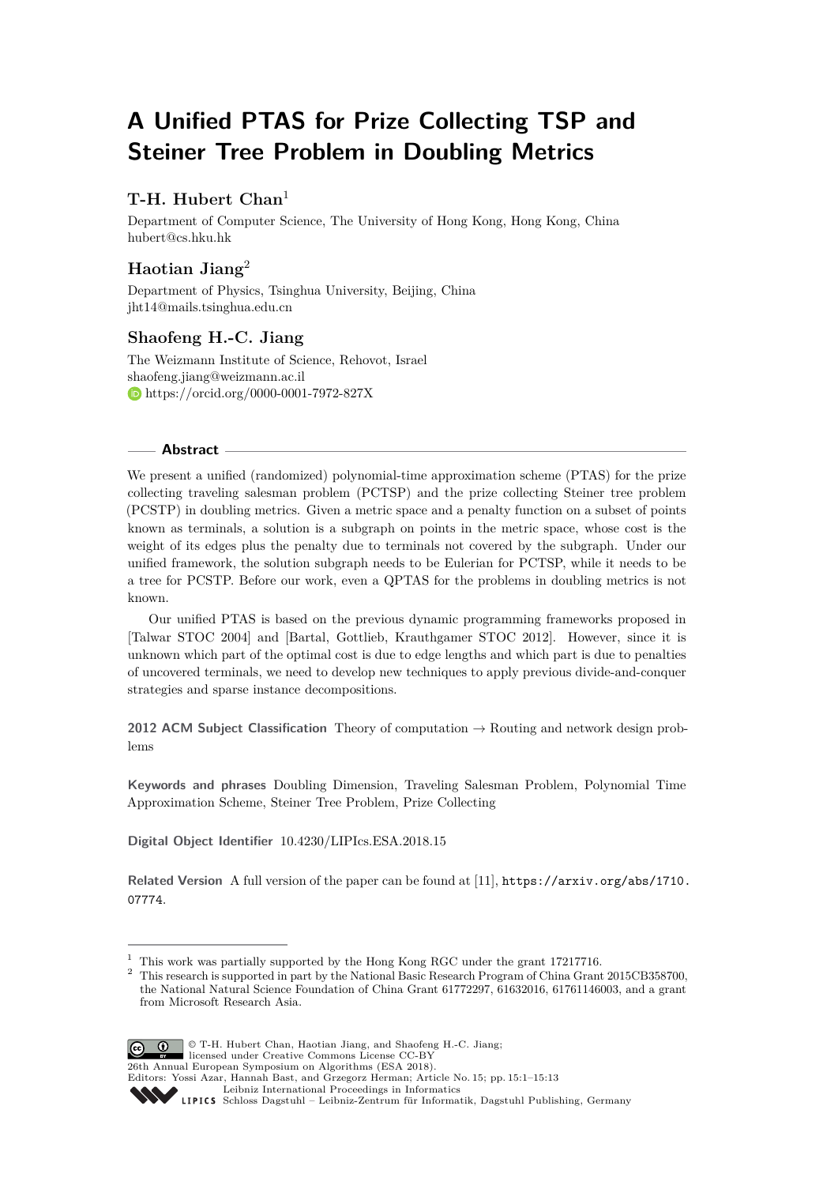# A Unified PTAS for Prize Collecting TSP and Steiner Tree Problem in Doubling Metrics

## T-H. Hubert Chan[1]

Department of Computer Science, The University of Hong Kong, Hong Kong, China
hubert@cs.hku.hk

## Haotian Jiang[2]

Department of Physics, Tsinghua University, Beijing, China
jht14@mails.tsinghua.edu.cn

## Shaofeng H.-C. Jiang

The Weizmann Institute of Science, Rehovot, Israel
shaofeng.jiang@weizmann.ac.il
https://orcid.org/0000-0001-7972-827X

### Abstract

We present a unified (randomized) polynomial-time approximation scheme (PTAS) for the prize collecting traveling salesman problem (PCTSP) and the prize collecting Steiner tree problem (PCSTP) in doubling metrics. Given a metric space and a penalty function on a subset of points known as terminals, a solution is a subgraph on points in the metric space, whose cost is the weight of its edges plus the penalty due to terminals not covered by the subgraph. Under our unified framework, the solution subgraph needs to be Eulerian for PCTSP, while it needs to be a tree for PCSTP. Before our work, even a QPTAS for the problems in doubling metrics is not known.

Our unified PTAS is based on the previous dynamic programming frameworks proposed in [Talwar STOC 2004] and [Bartal, Gottlieb, Krauthgamer STOC 2012]. However, since it is unknown which part of the optimal cost is due to edge lengths and which part is due to penalties of uncovered terminals, we need to develop new techniques to apply previous divide-and-conquer strategies and sparse instance decompositions.

**2012 ACM Subject Classification** Theory of computation → Routing and network design problems

**Keywords and phrases** Doubling Dimension, Traveling Salesman Problem, Polynomial Time Approximation Scheme, Steiner Tree Problem, Prize Collecting

**Digital Object Identifier** 10.4230/LIPIcs.ESA.2018.15

**Related Version** A full version of the paper can be found at [11], https://arxiv.org/abs/1710.07774.

---

[1] This work was partially supported by the Hong Kong RGC under the grant 17217716.

[2] This research is supported in part by the National Basic Research Program of China Grant 2015CB358700, the National Natural Science Foundation of China Grant 61772297, 61632016, 61761146003, and a grant from Microsoft Research Asia.

© T-H. Hubert Chan, Haotian Jiang, and Shaofeng H.-C. Jiang; licensed under Creative Commons License CC-BY
26th Annual European Symposium on Algorithms (ESA 2018).
Editors: Yossi Azar, Hannah Bast, and Grzegorz Herman; Article No. 15; pp. 15:1–15:13
Leibniz International Proceedings in Informatics
LIPICS Schloss Dagstuhl – Leibniz-Zentrum für Informatik, Dagstuhl Publishing, Germany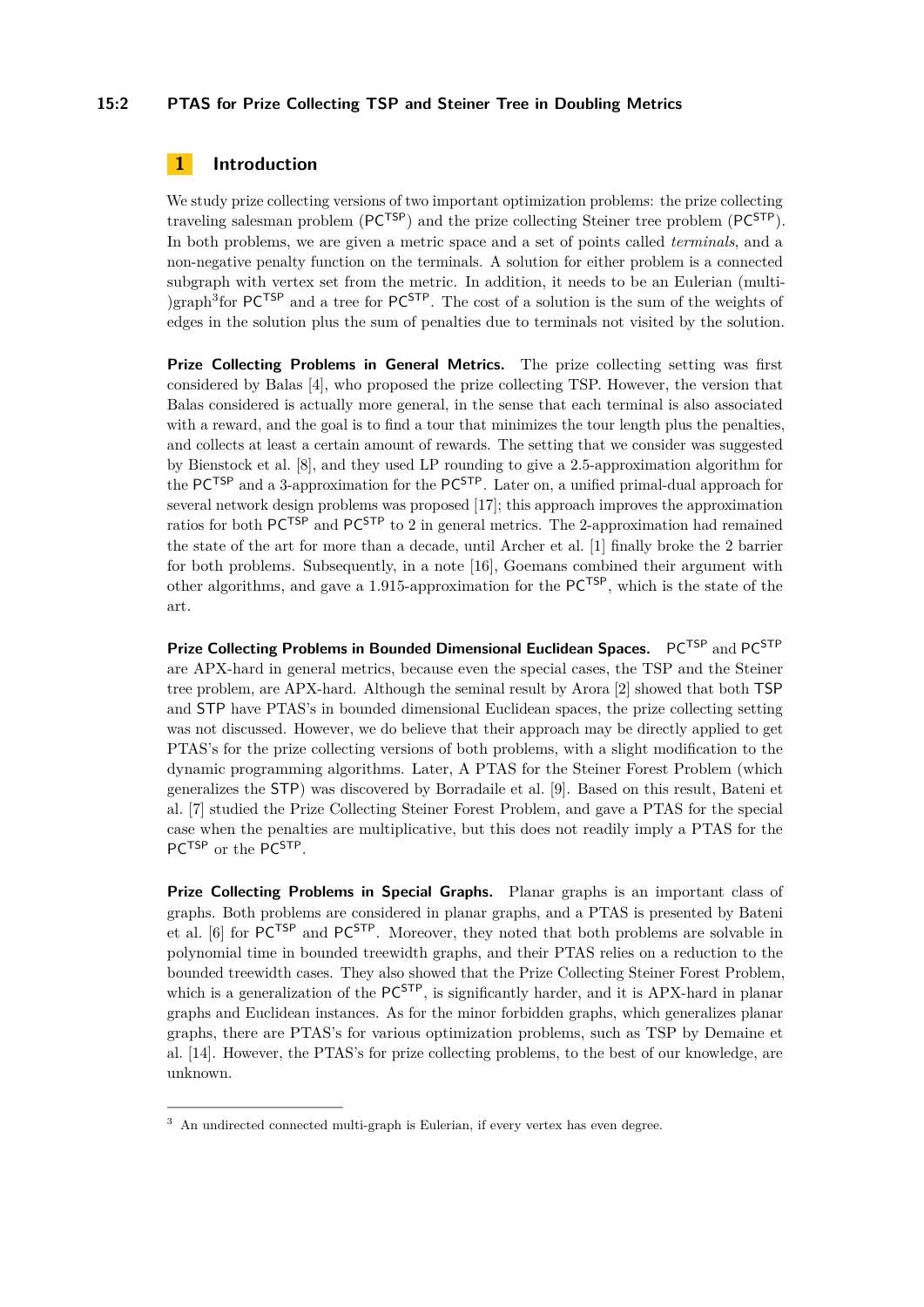## 1 Introduction

We study prize collecting versions of two important optimization problems: the prize collecting traveling salesman problem ($\mathsf{PC}^{\mathsf{TSP}}$) and the prize collecting Steiner tree problem ($\mathsf{PC}^{\mathsf{STP}}$). In both problems, we are given a metric space and a set of points called *terminals*, and a non-negative penalty function on the terminals. A solution for either problem is a connected subgraph with vertex set from the metric. In addition, it needs to be an Eulerian (multi-)graph[3]for $\mathsf{PC}^{\mathsf{TSP}}$ and a tree for $\mathsf{PC}^{\mathsf{STP}}$. The cost of a solution is the sum of the weights of edges in the solution plus the sum of penalties due to terminals not visited by the solution.

**Prize Collecting Problems in General Metrics.** The prize collecting setting was first considered by Balas [4], who proposed the prize collecting TSP. However, the version that Balas considered is actually more general, in the sense that each terminal is also associated with a reward, and the goal is to find a tour that minimizes the tour length plus the penalties, and collects at least a certain amount of rewards. The setting that we consider was suggested by Bienstock et al. [8], and they used LP rounding to give a 2.5-approximation algorithm for the $\mathsf{PC}^{\mathsf{TSP}}$ and a 3-approximation for the $\mathsf{PC}^{\mathsf{STP}}$. Later on, a unified primal-dual approach for several network design problems was proposed [17]; this approach improves the approximation ratios for both $\mathsf{PC}^{\mathsf{TSP}}$ and $\mathsf{PC}^{\mathsf{STP}}$ to 2 in general metrics. The 2-approximation had remained the state of the art for more than a decade, until Archer et al. [1] finally broke the 2 barrier for both problems. Subsequently, in a note [16], Goemans combined their argument with other algorithms, and gave a 1.915-approximation for the $\mathsf{PC}^{\mathsf{TSP}}$, which is the state of the art.

**Prize Collecting Problems in Bounded Dimensional Euclidean Spaces.** $\mathsf{PC}^{\mathsf{TSP}}$ and $\mathsf{PC}^{\mathsf{STP}}$ are APX-hard in general metrics, because even the special cases, the TSP and the Steiner tree problem, are APX-hard. Although the seminal result by Arora [2] showed that both $\mathsf{TSP}$ and $\mathsf{STP}$ have PTAS's in bounded dimensional Euclidean spaces, the prize collecting setting was not discussed. However, we do believe that their approach may be directly applied to get PTAS's for the prize collecting versions of both problems, with a slight modification to the dynamic programming algorithms. Later, A PTAS for the Steiner Forest Problem (which generalizes the $\mathsf{STP}$) was discovered by Borradaile et al. [9]. Based on this result, Bateni et al. [7] studied the Prize Collecting Steiner Forest Problem, and gave a PTAS for the special case when the penalties are multiplicative, but this does not readily imply a PTAS for the $\mathsf{PC}^{\mathsf{TSP}}$ or the $\mathsf{PC}^{\mathsf{STP}}$.

**Prize Collecting Problems in Special Graphs.** Planar graphs is an important class of graphs. Both problems are considered in planar graphs, and a PTAS is presented by Bateni et al. [6] for $\mathsf{PC}^{\mathsf{TSP}}$ and $\mathsf{PC}^{\mathsf{STP}}$. Moreover, they noted that both problems are solvable in polynomial time in bounded treewidth graphs, and their PTAS relies on a reduction to the bounded treewidth cases. They also showed that the Prize Collecting Steiner Forest Problem, which is a generalization of the $\mathsf{PC}^{\mathsf{STP}}$, is significantly harder, and it is APX-hard in planar graphs and Euclidean instances. As for the minor forbidden graphs, which generalizes planar graphs, there are PTAS's for various optimization problems, such as TSP by Demaine et al. [14]. However, the PTAS's for prize collecting problems, to the best of our knowledge, are unknown.

[3] An undirected connected multi-graph is Eulerian, if every vertex has even degree.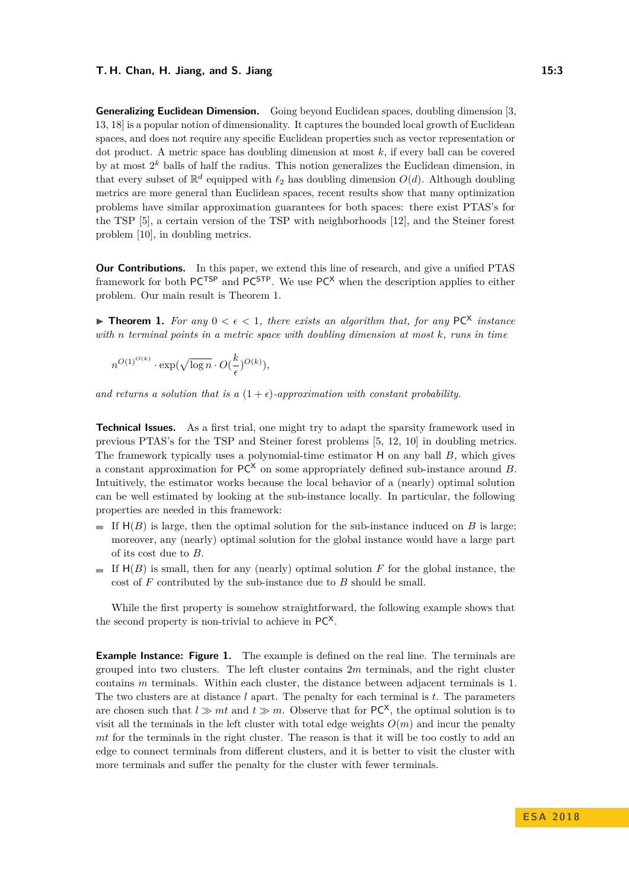**Generalizing Euclidean Dimension.** Going beyond Euclidean spaces, doubling dimension [3, 13, 18] is a popular notion of dimensionality. It captures the bounded local growth of Euclidean spaces, and does not require any specific Euclidean properties such as vector representation or dot product. A metric space has doubling dimension at most $k$, if every ball can be covered by at most $2^k$ balls of half the radius. This notion generalizes the Euclidean dimension, in that every subset of $\mathbb{R}^d$ equipped with $\ell_2$ has doubling dimension $O(d)$. Although doubling metrics are more general than Euclidean spaces, recent results show that many optimization problems have similar approximation guarantees for both spaces: there exist PTAS's for the TSP [5], a certain version of the TSP with neighborhoods [12], and the Steiner forest problem [10], in doubling metrics.

**Our Contributions.** In this paper, we extend this line of research, and give a unified PTAS framework for both $\mathsf{PC}^{\mathsf{TSP}}$ and $\mathsf{PC}^{\mathsf{STP}}$. We use $\mathsf{PC}^{\mathsf{X}}$ when the description applies to either problem. Our main result is Theorem 1.

▶ **Theorem 1.** *For any $0 < \epsilon < 1$, there exists an algorithm that, for any $\mathsf{PC}^{\mathsf{X}}$ instance with $n$ terminal points in a metric space with doubling dimension at most $k$, runs in time*

$$n^{O(1)^{O(k)}} \cdot \exp(\sqrt{\log n} \cdot O(\frac{k}{\epsilon})^{O(k)}),$$

*and returns a solution that is a $(1 + \epsilon)$-approximation with constant probability.*

**Technical Issues.** As a first trial, one might try to adapt the sparsity framework used in previous PTAS's for the TSP and Steiner forest problems [5, 12, 10] in doubling metrics. The framework typically uses a polynomial-time estimator $\mathsf{H}$ on any ball $B$, which gives a constant approximation for $\mathsf{PC}^{\mathsf{X}}$ on some appropriately defined sub-instance around $B$. Intuitively, the estimator works because the local behavior of a (nearly) optimal solution can be well estimated by looking at the sub-instance locally. In particular, the following properties are needed in this framework:

- If $\mathsf{H}(B)$ is large, then the optimal solution for the sub-instance induced on $B$ is large; moreover, any (nearly) optimal solution for the global instance would have a large part of its cost due to $B$.
- If $\mathsf{H}(B)$ is small, then for any (nearly) optimal solution $F$ for the global instance, the cost of $F$ contributed by the sub-instance due to $B$ should be small.

While the first property is somehow straightforward, the following example shows that the second property is non-trivial to achieve in $\mathsf{PC}^{\mathsf{X}}$.

**Example Instance: Figure 1.** The example is defined on the real line. The terminals are grouped into two clusters. The left cluster contains $2m$ terminals, and the right cluster contains $m$ terminals. Within each cluster, the distance between adjacent terminals is 1. The two clusters are at distance $l$ apart. The penalty for each terminal is $t$. The parameters are chosen such that $l \gg mt$ and $t \gg m$. Observe that for $\mathsf{PC}^{\mathsf{X}}$, the optimal solution is to visit all the terminals in the left cluster with total edge weights $O(m)$ and incur the penalty $mt$ for the terminals in the right cluster. The reason is that it will be too costly to add an edge to connect terminals from different clusters, and it is better to visit the cluster with more terminals and suffer the penalty for the cluster with fewer terminals.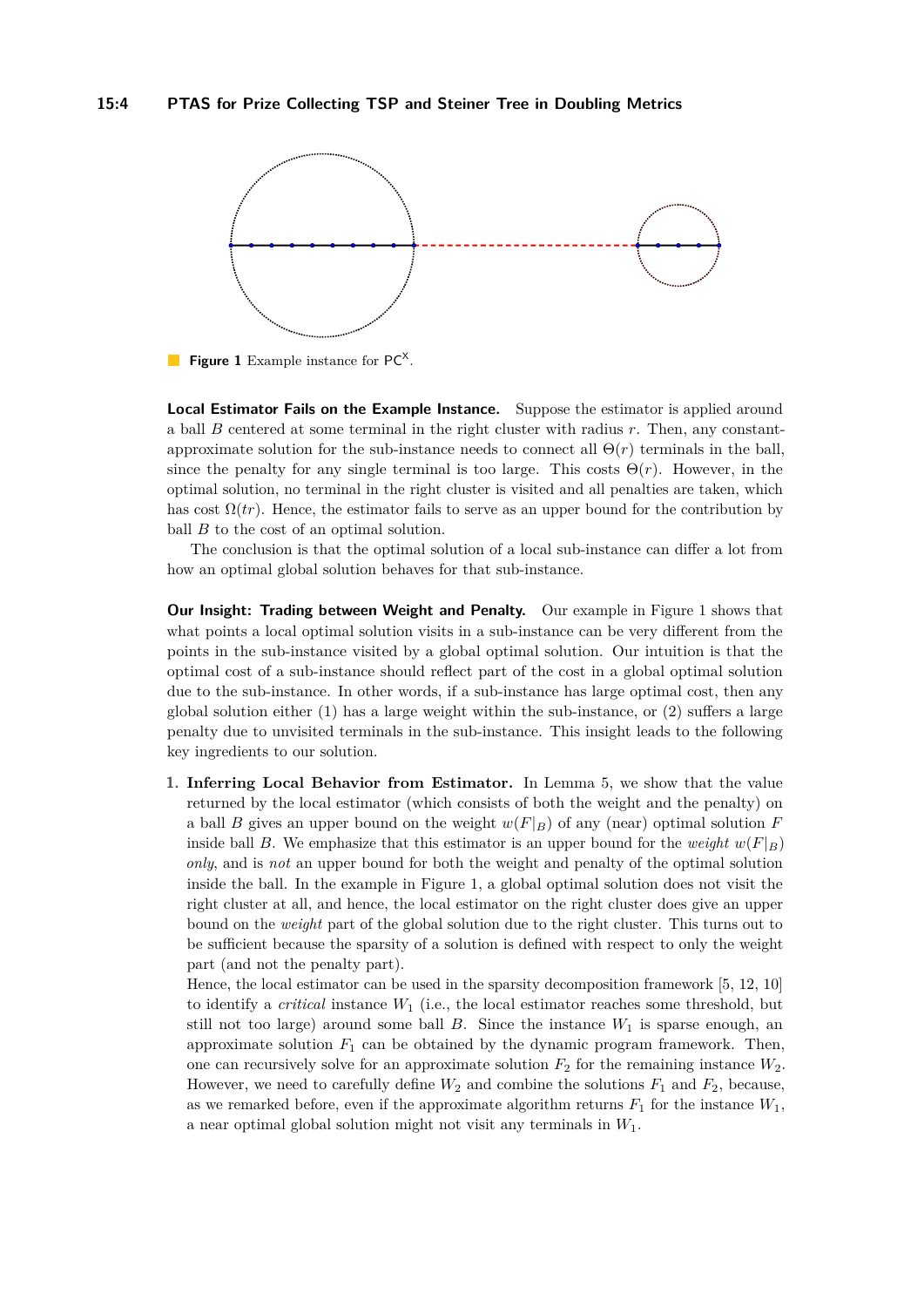**Figure 1** Example instance for $\mathsf{PC}^{\mathsf{X}}$.

**Local Estimator Fails on the Example Instance.** Suppose the estimator is applied around a ball $B$ centered at some terminal in the right cluster with radius $r$. Then, any constant-approximate solution for the sub-instance needs to connect all $\Theta(r)$ terminals in the ball, since the penalty for any single terminal is too large. This costs $\Theta(r)$. However, in the optimal solution, no terminal in the right cluster is visited and all penalties are taken, which has cost $\Omega(tr)$. Hence, the estimator fails to serve as an upper bound for the contribution by ball $B$ to the cost of an optimal solution.

The conclusion is that the optimal solution of a local sub-instance can differ a lot from how an optimal global solution behaves for that sub-instance.

**Our Insight: Trading between Weight and Penalty.** Our example in Figure 1 shows that what points a local optimal solution visits in a sub-instance can be very different from the points in the sub-instance visited by a global optimal solution. Our intuition is that the optimal cost of a sub-instance should reflect part of the cost in a global optimal solution due to the sub-instance. In other words, if a sub-instance has large optimal cost, then any global solution either (1) has a large weight within the sub-instance, or (2) suffers a large penalty due to unvisited terminals in the sub-instance. This insight leads to the following key ingredients to our solution.

1. **Inferring Local Behavior from Estimator.** In Lemma 5, we show that the value returned by the local estimator (which consists of both the weight and the penalty) on a ball $B$ gives an upper bound on the weight $w(F|_B)$ of any (near) optimal solution $F$ inside ball $B$. We emphasize that this estimator is an upper bound for the *weight* $w(F|_B)$ *only*, and is *not* an upper bound for both the weight and penalty of the optimal solution inside the ball. In the example in Figure 1, a global optimal solution does not visit the right cluster at all, and hence, the local estimator on the right cluster does give an upper bound on the *weight* part of the global solution due to the right cluster. This turns out to be sufficient because the sparsity of a solution is defined with respect to only the weight part (and not the penalty part).

   Hence, the local estimator can be used in the sparsity decomposition framework [5, 12, 10] to identify a *critical* instance $W_1$ (i.e., the local estimator reaches some threshold, but still not too large) around some ball $B$. Since the instance $W_1$ is sparse enough, an approximate solution $F_1$ can be obtained by the dynamic program framework. Then, one can recursively solve for an approximate solution $F_2$ for the remaining instance $W_2$. However, we need to carefully define $W_2$ and combine the solutions $F_1$ and $F_2$, because, as we remarked before, even if the approximate algorithm returns $F_1$ for the instance $W_1$, a near optimal global solution might not visit any terminals in $W_1$.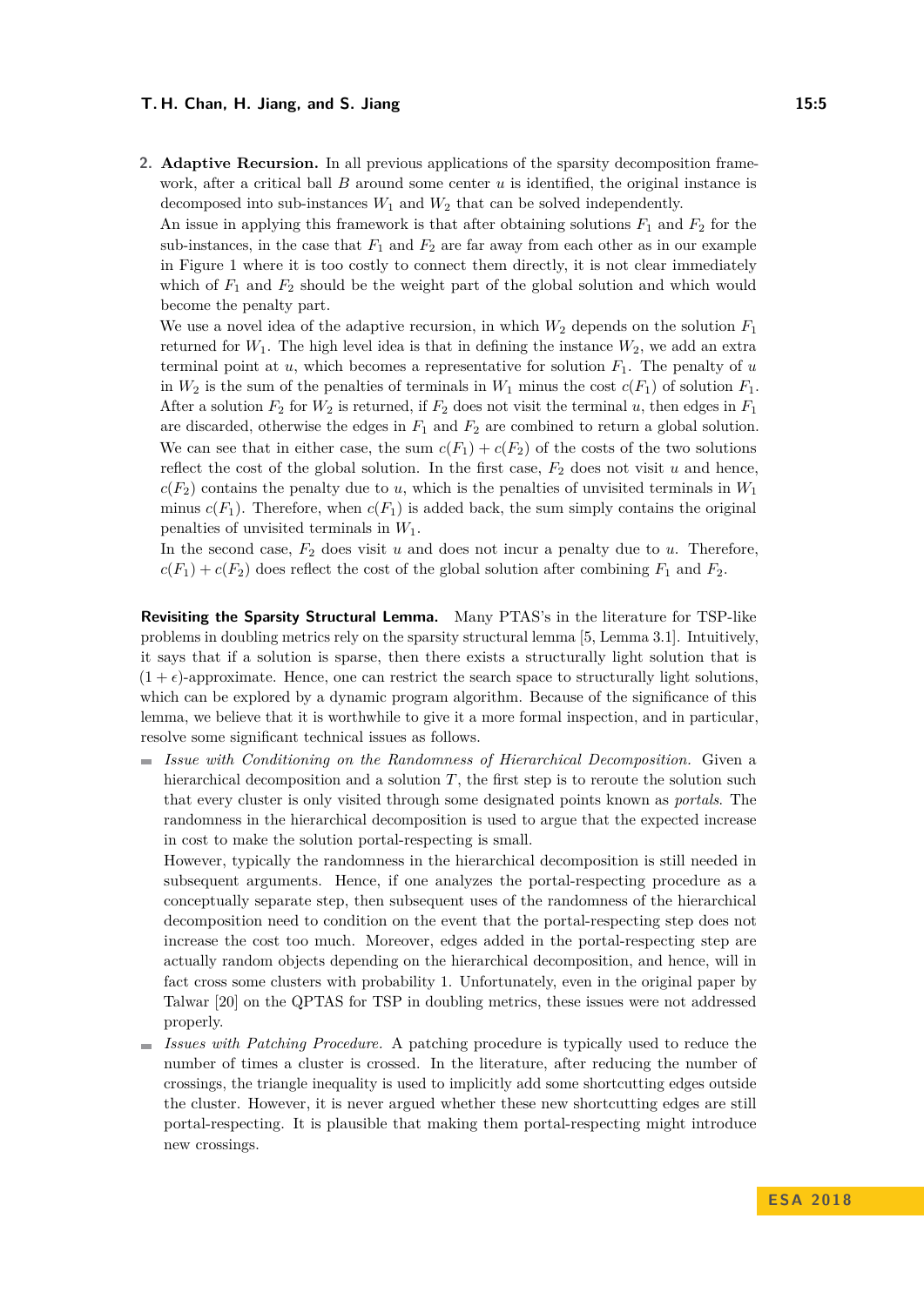2. **Adaptive Recursion.** In all previous applications of the sparsity decomposition framework, after a critical ball $B$ around some center $u$ is identified, the original instance is decomposed into sub-instances $W_1$ and $W_2$ that can be solved independently.

   An issue in applying this framework is that after obtaining solutions $F_1$ and $F_2$ for the sub-instances, in the case that $F_1$ and $F_2$ are far away from each other as in our example in Figure 1 where it is too costly to connect them directly, it is not clear immediately which of $F_1$ and $F_2$ should be the weight part of the global solution and which would become the penalty part.

   We use a novel idea of the adaptive recursion, in which $W_2$ depends on the solution $F_1$ returned for $W_1$. The high level idea is that in defining the instance $W_2$, we add an extra terminal point at $u$, which becomes a representative for solution $F_1$. The penalty of $u$ in $W_2$ is the sum of the penalties of terminals in $W_1$ minus the cost $c(F_1)$ of solution $F_1$. After a solution $F_2$ for $W_2$ is returned, if $F_2$ does not visit the terminal $u$, then edges in $F_1$ are discarded, otherwise the edges in $F_1$ and $F_2$ are combined to return a global solution. We can see that in either case, the sum $c(F_1) + c(F_2)$ of the costs of the two solutions reflect the cost of the global solution. In the first case, $F_2$ does not visit $u$ and hence, $c(F_2)$ contains the penalty due to $u$, which is the penalties of unvisited terminals in $W_1$ minus $c(F_1)$. Therefore, when $c(F_1)$ is added back, the sum simply contains the original penalties of unvisited terminals in $W_1$.

   In the second case, $F_2$ does visit $u$ and does not incur a penalty due to $u$. Therefore, $c(F_1) + c(F_2)$ does reflect the cost of the global solution after combining $F_1$ and $F_2$.

**Revisiting the Sparsity Structural Lemma.** Many PTAS's in the literature for TSP-like problems in doubling metrics rely on the sparsity structural lemma [5, Lemma 3.1]. Intuitively, it says that if a solution is sparse, then there exists a structurally light solution that is $(1 + \epsilon)$-approximate. Hence, one can restrict the search space to structurally light solutions, which can be explored by a dynamic program algorithm. Because of the significance of this lemma, we believe that it is worthwhile to give it a more formal inspection, and in particular, resolve some significant technical issues as follows.

- *Issue with Conditioning on the Randomness of Hierarchical Decomposition.* Given a hierarchical decomposition and a solution $T$, the first step is to reroute the solution such that every cluster is only visited through some designated points known as *portals*. The randomness in the hierarchical decomposition is used to argue that the expected increase in cost to make the solution portal-respecting is small.

  However, typically the randomness in the hierarchical decomposition is still needed in subsequent arguments. Hence, if one analyzes the portal-respecting procedure as a conceptually separate step, then subsequent uses of the randomness of the hierarchical decomposition need to condition on the event that the portal-respecting step does not increase the cost too much. Moreover, edges added in the portal-respecting step are actually random objects depending on the hierarchical decomposition, and hence, will in fact cross some clusters with probability 1. Unfortunately, even in the original paper by Talwar [20] on the QPTAS for TSP in doubling metrics, these issues were not addressed properly.

- *Issues with Patching Procedure.* A patching procedure is typically used to reduce the number of times a cluster is crossed. In the literature, after reducing the number of crossings, the triangle inequality is used to implicitly add some shortcutting edges outside the cluster. However, it is never argued whether these new shortcutting edges are still portal-respecting. It is plausible that making them portal-respecting might introduce new crossings.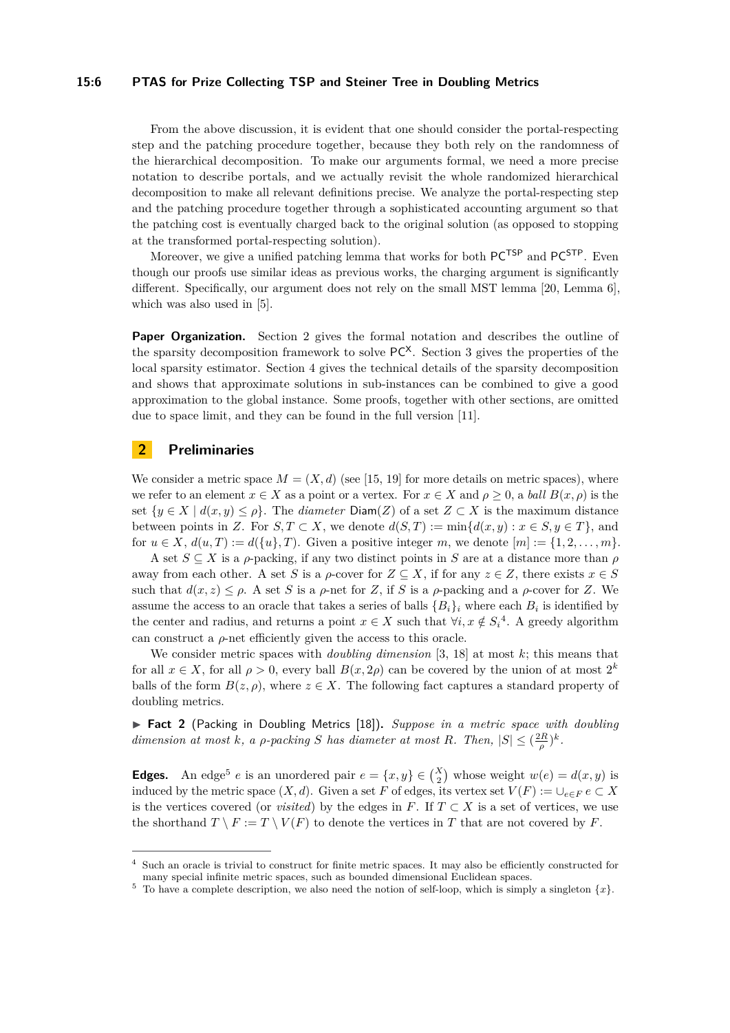From the above discussion, it is evident that one should consider the portal-respecting step and the patching procedure together, because they both rely on the randomness of the hierarchical decomposition. To make our arguments formal, we need a more precise notation to describe portals, and we actually revisit the whole randomized hierarchical decomposition to make all relevant definitions precise. We analyze the portal-respecting step and the patching procedure together through a sophisticated accounting argument so that the patching cost is eventually charged back to the original solution (as opposed to stopping at the transformed portal-respecting solution).

Moreover, we give a unified patching lemma that works for both $\mathsf{PC}^{\mathsf{TSP}}$ and $\mathsf{PC}^{\mathsf{STP}}$. Even though our proofs use similar ideas as previous works, the charging argument is significantly different. Specifically, our argument does not rely on the small MST lemma [20, Lemma 6], which was also used in [5].

**Paper Organization.** Section 2 gives the formal notation and describes the outline of the sparsity decomposition framework to solve $\mathsf{PC}^{\mathsf{X}}$. Section 3 gives the properties of the local sparsity estimator. Section 4 gives the technical details of the sparsity decomposition and shows that approximate solutions in sub-instances can be combined to give a good approximation to the global instance. Some proofs, together with other sections, are omitted due to space limit, and they can be found in the full version [11].

## 2 Preliminaries

We consider a metric space $M = (X, d)$ (see [15, 19] for more details on metric spaces), where we refer to an element $x \in X$ as a point or a vertex. For $x \in X$ and $\rho \geq 0$, a *ball* $B(x, \rho)$ is the set $\{y \in X \mid d(x, y) \leq \rho\}$. The *diameter* $\mathsf{Diam}(Z)$ of a set $Z \subset X$ is the maximum distance between points in $Z$. For $S, T \subset X$, we denote $d(S, T) := \min\{d(x, y) : x \in S, y \in T\}$, and for $u \in X$, $d(u, T) := d(\{u\}, T)$. Given a positive integer $m$, we denote $[m] := \{1, 2, \ldots, m\}$.

A set $S \subseteq X$ is a $\rho$-packing, if any two distinct points in $S$ are at a distance more than $\rho$ away from each other. A set $S$ is a $\rho$-cover for $Z \subseteq X$, if for any $z \in Z$, there exists $x \in S$ such that $d(x, z) \leq \rho$. A set $S$ is a $\rho$-net for $Z$, if $S$ is a $\rho$-packing and a $\rho$-cover for $Z$. We assume the access to an oracle that takes a series of balls $\{B_i\}_i$ where each $B_i$ is identified by the center and radius, and returns a point $x \in X$ such that $\forall i, x \notin S_i$[4]. A greedy algorithm can construct a $\rho$-net efficiently given the access to this oracle.

We consider metric spaces with *doubling dimension* [3, 18] at most $k$; this means that for all $x \in X$, for all $\rho > 0$, every ball $B(x, 2\rho)$ can be covered by the union of at most $2^k$ balls of the form $B(z, \rho)$, where $z \in X$. The following fact captures a standard property of doubling metrics.

▶ **Fact 2** (Packing in Doubling Metrics [18]). *Suppose in a metric space with doubling dimension at most $k$, a $\rho$-packing $S$ has diameter at most $R$. Then, $|S| \leq (\frac{2R}{\rho})^k$.*

**Edges.** An edge[5] $e$ is an unordered pair $e = \{x, y\} \in \binom{X}{2}$ whose weight $w(e) = d(x, y)$ is induced by the metric space $(X, d)$. Given a set $F$ of edges, its vertex set $V(F) := \cup_{e \in F}\, e \subset X$ is the vertices covered (or *visited*) by the edges in $F$. If $T \subset X$ is a set of vertices, we use the shorthand $T \setminus F := T \setminus V(F)$ to denote the vertices in $T$ that are not covered by $F$.

---

[4] Such an oracle is trivial to construct for finite metric spaces. It may also be efficiently constructed for many special infinite metric spaces, such as bounded dimensional Euclidean spaces.

[5] To have a complete description, we also need the notion of self-loop, which is simply a singleton $\{x\}$.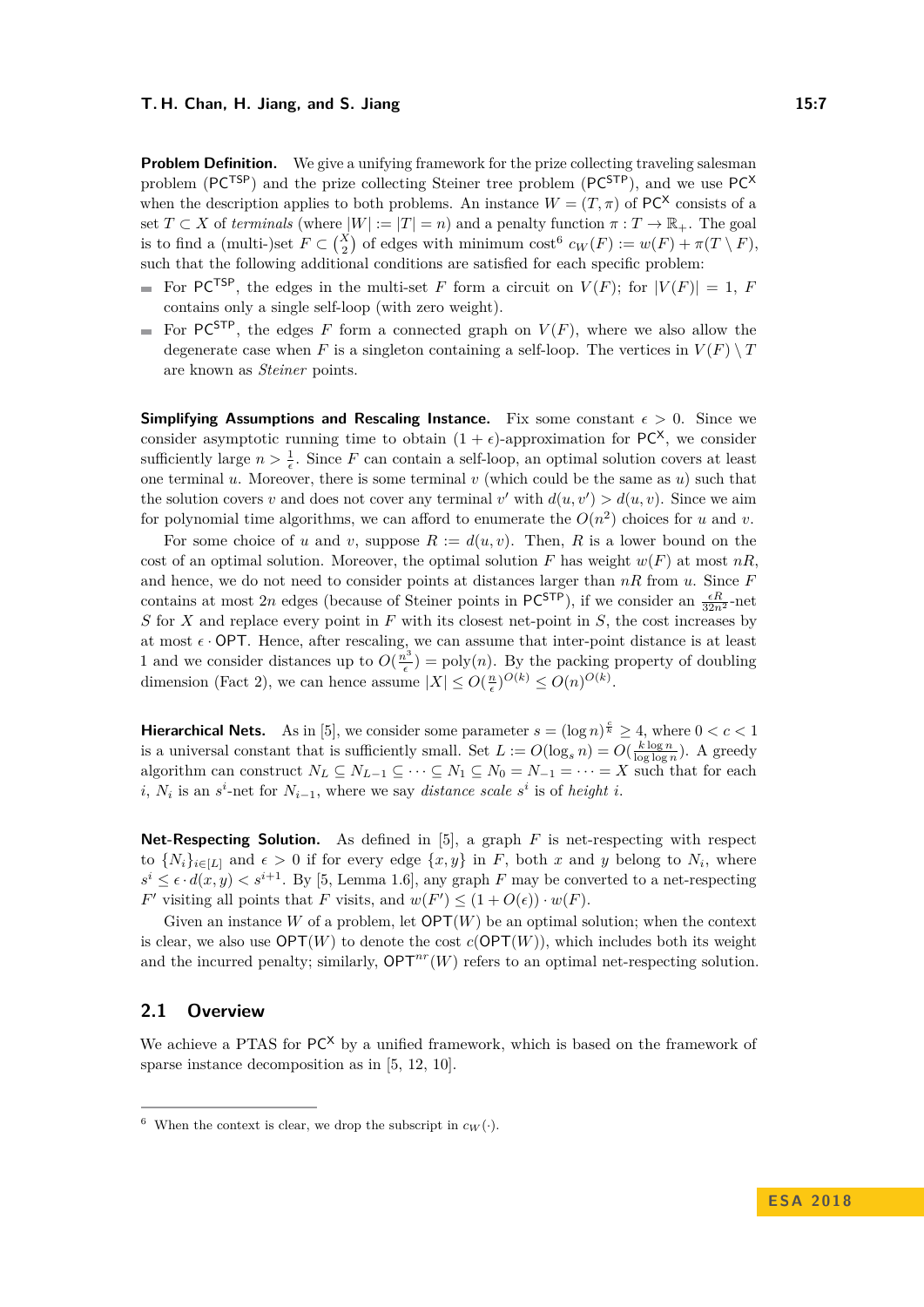**Problem Definition.** We give a unifying framework for the prize collecting traveling salesman problem ($\mathsf{PC}^{\mathsf{TSP}}$) and the prize collecting Steiner tree problem ($\mathsf{PC}^{\mathsf{STP}}$), and we use $\mathsf{PC}^{\mathsf{X}}$ when the description applies to both problems. An instance $W = (T, \pi)$ of $\mathsf{PC}^{\mathsf{X}}$ consists of a set $T \subset X$ of *terminals* (where $|W| := |T| = n$) and a penalty function $\pi : T \to \mathbb{R}_+$. The goal is to find a (multi-)set $F \subset \binom{X}{2}$ of edges with minimum cost[6] $c_W(F) := w(F) + \pi(T \setminus F)$, such that the following additional conditions are satisfied for each specific problem:

- For $\mathsf{PC}^{\mathsf{TSP}}$, the edges in the multi-set $F$ form a circuit on $V(F)$; for $|V(F)| = 1$, $F$ contains only a single self-loop (with zero weight).
- For $\mathsf{PC}^{\mathsf{STP}}$, the edges $F$ form a connected graph on $V(F)$, where we also allow the degenerate case when $F$ is a singleton containing a self-loop. The vertices in $V(F) \setminus T$ are known as *Steiner* points.

**Simplifying Assumptions and Rescaling Instance.** Fix some constant $\epsilon > 0$. Since we consider asymptotic running time to obtain $(1+\epsilon)$-approximation for $\mathsf{PC}^{\mathsf{X}}$, we consider sufficiently large $n > \frac{1}{\epsilon}$. Since $F$ can contain a self-loop, an optimal solution covers at least one terminal $u$. Moreover, there is some terminal $v$ (which could be the same as $u$) such that the solution covers $v$ and does not cover any terminal $v'$ with $d(u, v') > d(u, v)$. Since we aim for polynomial time algorithms, we can afford to enumerate the $O(n^2)$ choices for $u$ and $v$.

For some choice of $u$ and $v$, suppose $R := d(u, v)$. Then, $R$ is a lower bound on the cost of an optimal solution. Moreover, the optimal solution $F$ has weight $w(F)$ at most $nR$, and hence, we do not need to consider points at distances larger than $nR$ from $u$. Since $F$ contains at most $2n$ edges (because of Steiner points in $\mathsf{PC}^{\mathsf{STP}}$), if we consider an $\frac{\epsilon R}{32n^2}$-net $S$ for $X$ and replace every point in $F$ with its closest net-point in $S$, the cost increases by at most $\epsilon \cdot \mathsf{OPT}$. Hence, after rescaling, we can assume that inter-point distance is at least 1 and we consider distances up to $O(\frac{n^3}{\epsilon}) = \mathrm{poly}(n)$. By the packing property of doubling dimension (Fact 2), we can hence assume $|X| \le O(\frac{n}{\epsilon})^{O(k)} \le O(n)^{O(k)}$.

**Hierarchical Nets.** As in [5], we consider some parameter $s = (\log n)^{\frac{c}{k}} \ge 4$, where $0 < c < 1$ is a universal constant that is sufficiently small. Set $L := O(\log_s n) = O(\frac{k \log n}{\log \log n})$. A greedy algorithm can construct $N_L \subseteq N_{L-1} \subseteq \cdots \subseteq N_1 \subseteq N_0 = N_{-1} = \cdots = X$ such that for each $i$, $N_i$ is an $s^i$-net for $N_{i-1}$, where we say *distance scale* $s^i$ is of *height* $i$.

**Net-Respecting Solution.** As defined in [5], a graph $F$ is net-respecting with respect to $\{N_i\}_{i \in [L]}$ and $\epsilon > 0$ if for every edge $\{x, y\}$ in $F$, both $x$ and $y$ belong to $N_i$, where $s^i \le \epsilon \cdot d(x, y) < s^{i+1}$. By [5, Lemma 1.6], any graph $F$ may be converted to a net-respecting $F'$ visiting all points that $F$ visits, and $w(F') \le (1 + O(\epsilon)) \cdot w(F)$.

Given an instance $W$ of a problem, let $\mathsf{OPT}(W)$ be an optimal solution; when the context is clear, we also use $\mathsf{OPT}(W)$ to denote the cost $c(\mathsf{OPT}(W))$, which includes both its weight and the incurred penalty; similarly, $\mathsf{OPT}^{nr}(W)$ refers to an optimal net-respecting solution.

## 2.1 Overview

We achieve a PTAS for $\mathsf{PC}^{\mathsf{X}}$ by a unified framework, which is based on the framework of sparse instance decomposition as in [5, 12, 10].

---

[6] When the context is clear, we drop the subscript in $c_W(\cdot)$.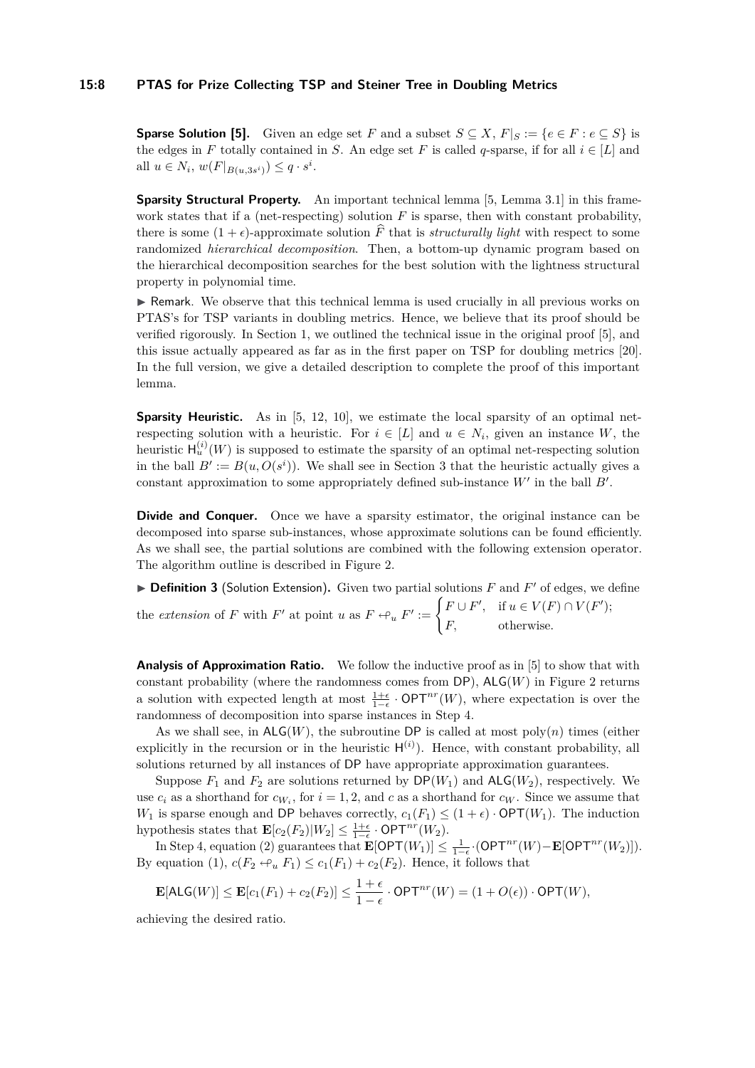**Sparse Solution [5].** Given an edge set $F$ and a subset $S \subseteq X$, $F|_S := \{e \in F : e \subseteq S\}$ is the edges in $F$ totally contained in $S$. An edge set $F$ is called $q$-sparse, if for all $i \in [L]$ and all $u \in N_i$, $w(F|_{B(u,3s^i)}) \leq q \cdot s^i$.

**Sparsity Structural Property.** An important technical lemma [5, Lemma 3.1] in this framework states that if a (net-respecting) solution $F$ is sparse, then with constant probability, there is some $(1+\epsilon)$-approximate solution $\widehat{F}$ that is *structurally light* with respect to some randomized *hierarchical decomposition*. Then, a bottom-up dynamic program based on the hierarchical decomposition searches for the best solution with the lightness structural property in polynomial time.

▶ Remark. We observe that this technical lemma is used crucially in all previous works on PTAS's for TSP variants in doubling metrics. Hence, we believe that its proof should be verified rigorously. In Section 1, we outlined the technical issue in the original proof [5], and this issue actually appeared as far as in the first paper on TSP for doubling metrics [20]. In the full version, we give a detailed description to complete the proof of this important lemma.

**Sparsity Heuristic.** As in [5, 12, 10], we estimate the local sparsity of an optimal net-respecting solution with a heuristic. For $i \in [L]$ and $u \in N_i$, given an instance $W$, the heuristic $\mathsf{H}_u^{(i)}(W)$ is supposed to estimate the sparsity of an optimal net-respecting solution in the ball $B' := B(u, O(s^i))$. We shall see in Section 3 that the heuristic actually gives a constant approximation to some appropriately defined sub-instance $W'$ in the ball $B'$.

**Divide and Conquer.** Once we have a sparsity estimator, the original instance can be decomposed into sparse sub-instances, whose approximate solutions can be found efficiently. As we shall see, the partial solutions are combined with the following extension operator. The algorithm outline is described in Figure 2.

▶ **Definition 3** (Solution Extension)**.** Given two partial solutions $F$ and $F'$ of edges, we define the *extension* of $F$ with $F'$ at point $u$ as $F \hookleftarrow_u F' := \begin{cases} F \cup F', & \text{if } u \in V(F) \cap V(F'); \\ F, & \text{otherwise.} \end{cases}$

**Analysis of Approximation Ratio.** We follow the inductive proof as in [5] to show that with constant probability (where the randomness comes from $\mathsf{DP}$), $\mathsf{ALG}(W)$ in Figure 2 returns a solution with expected length at most $\frac{1+\epsilon}{1-\epsilon} \cdot \mathsf{OPT}^{nr}(W)$, where expectation is over the randomness of decomposition into sparse instances in Step 4.

As we shall see, in $\mathsf{ALG}(W)$, the subroutine $\mathsf{DP}$ is called at most $\text{poly}(n)$ times (either explicitly in the recursion or in the heuristic $\mathsf{H}^{(i)}$). Hence, with constant probability, all solutions returned by all instances of $\mathsf{DP}$ have appropriate approximation guarantees.

Suppose $F_1$ and $F_2$ are solutions returned by $\mathsf{DP}(W_1)$ and $\mathsf{ALG}(W_2)$, respectively. We use $c_i$ as a shorthand for $c_{W_i}$, for $i = 1, 2$, and $c$ as a shorthand for $c_W$. Since we assume that $W_1$ is sparse enough and $\mathsf{DP}$ behaves correctly, $c_1(F_1) \leq (1+\epsilon) \cdot \mathsf{OPT}(W_1)$. The induction hypothesis states that $\mathbf{E}[c_2(F_2)|W_2] \leq \frac{1+\epsilon}{1-\epsilon} \cdot \mathsf{OPT}^{nr}(W_2)$.

In Step 4, equation (2) guarantees that $\mathbf{E}[\mathsf{OPT}(W_1)] \leq \frac{1}{1-\epsilon} \cdot (\mathsf{OPT}^{nr}(W) - \mathbf{E}[\mathsf{OPT}^{nr}(W_2)])$. By equation (1), $c(F_2 \hookleftarrow_u F_1) \leq c_1(F_1) + c_2(F_2)$. Hence, it follows that

$$\mathbf{E}[\mathsf{ALG}(W)] \leq \mathbf{E}[c_1(F_1) + c_2(F_2)] \leq \frac{1+\epsilon}{1-\epsilon} \cdot \mathsf{OPT}^{nr}(W) = (1 + O(\epsilon)) \cdot \mathsf{OPT}(W),$$

achieving the desired ratio.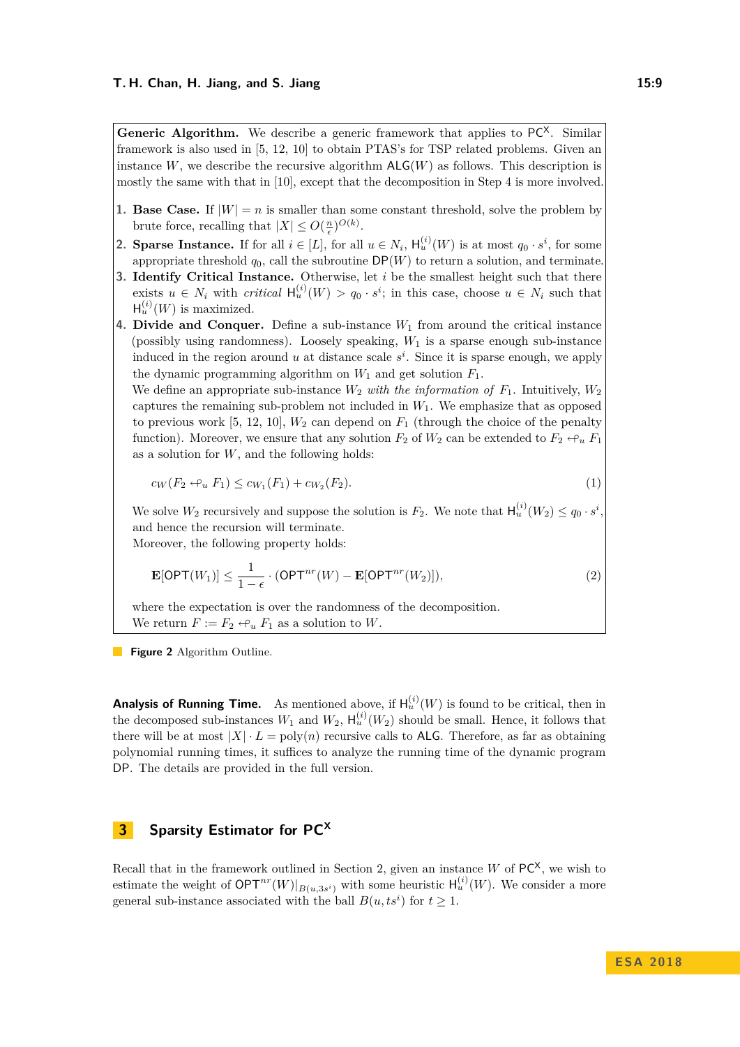**Generic Algorithm.** We describe a generic framework that applies to $\mathsf{PC}^{\mathsf{X}}$. Similar framework is also used in [5, 12, 10] to obtain PTAS's for TSP related problems. Given an instance $W$, we describe the recursive algorithm $\mathsf{ALG}(W)$ as follows. This description is mostly the same with that in [10], except that the decomposition in Step 4 is more involved.

1. **Base Case.** If $|W| = n$ is smaller than some constant threshold, solve the problem by brute force, recalling that $|X| \le O(\frac{n}{\epsilon})^{O(k)}$.
2. **Sparse Instance.** If for all $i \in [L]$, for all $u \in N_i$, $\mathsf{H}_u^{(i)}(W)$ is at most $q_0 \cdot s^i$, for some appropriate threshold $q_0$, call the subroutine $\mathsf{DP}(W)$ to return a solution, and terminate.
3. **Identify Critical Instance.** Otherwise, let $i$ be the smallest height such that there exists $u \in N_i$ with *critical* $\mathsf{H}_u^{(i)}(W) > q_0 \cdot s^i$; in this case, choose $u \in N_i$ such that $\mathsf{H}_u^{(i)}(W)$ is maximized.
4. **Divide and Conquer.** Define a sub-instance $W_1$ from around the critical instance (possibly using randomness). Loosely speaking, $W_1$ is a sparse enough sub-instance induced in the region around $u$ at distance scale $s^i$. Since it is sparse enough, we apply the dynamic programming algorithm on $W_1$ and get solution $F_1$.
   We define an appropriate sub-instance $W_2$ *with the information of* $F_1$. Intuitively, $W_2$ captures the remaining sub-problem not included in $W_1$. We emphasize that as opposed to previous work [5, 12, 10], $W_2$ can depend on $F_1$ (through the choice of the penalty function). Moreover, we ensure that any solution $F_2$ of $W_2$ can be extended to $F_2 \hookleftarrow_u F_1$ as a solution for $W$, and the following holds:

$$c_W(F_2 \hookleftarrow_u F_1) \le c_{W_1}(F_1) + c_{W_2}(F_2). \tag{1}$$

   We solve $W_2$ recursively and suppose the solution is $F_2$. We note that $\mathsf{H}_u^{(i)}(W_2) \le q_0 \cdot s^i$, and hence the recursion will terminate.
   Moreover, the following property holds:

$$\mathbf{E}[\mathsf{OPT}(W_1)] \le \frac{1}{1-\epsilon} \cdot (\mathsf{OPT}^{nr}(W) - \mathbf{E}[\mathsf{OPT}^{nr}(W_2)]), \tag{2}$$

   where the expectation is over the randomness of the decomposition.
   We return $F := F_2 \hookleftarrow_u F_1$ as a solution to $W$.

**Figure 2** Algorithm Outline.

**Analysis of Running Time.** As mentioned above, if $\mathsf{H}_u^{(i)}(W)$ is found to be critical, then in the decomposed sub-instances $W_1$ and $W_2$, $\mathsf{H}_u^{(i)}(W_2)$ should be small. Hence, it follows that there will be at most $|X| \cdot L = \text{poly}(n)$ recursive calls to $\mathsf{ALG}$. Therefore, as far as obtaining polynomial running times, it suffices to analyze the running time of the dynamic program $\mathsf{DP}$. The details are provided in the full version.

## 3 Sparsity Estimator for $\mathsf{PC}^{\mathsf{X}}$

Recall that in the framework outlined in Section 2, given an instance $W$ of $\mathsf{PC}^{\mathsf{X}}$, we wish to estimate the weight of $\mathsf{OPT}^{nr}(W)|_{B(u,3s^i)}$ with some heuristic $\mathsf{H}_u^{(i)}(W)$. We consider a more general sub-instance associated with the ball $B(u, ts^i)$ for $t \ge 1$.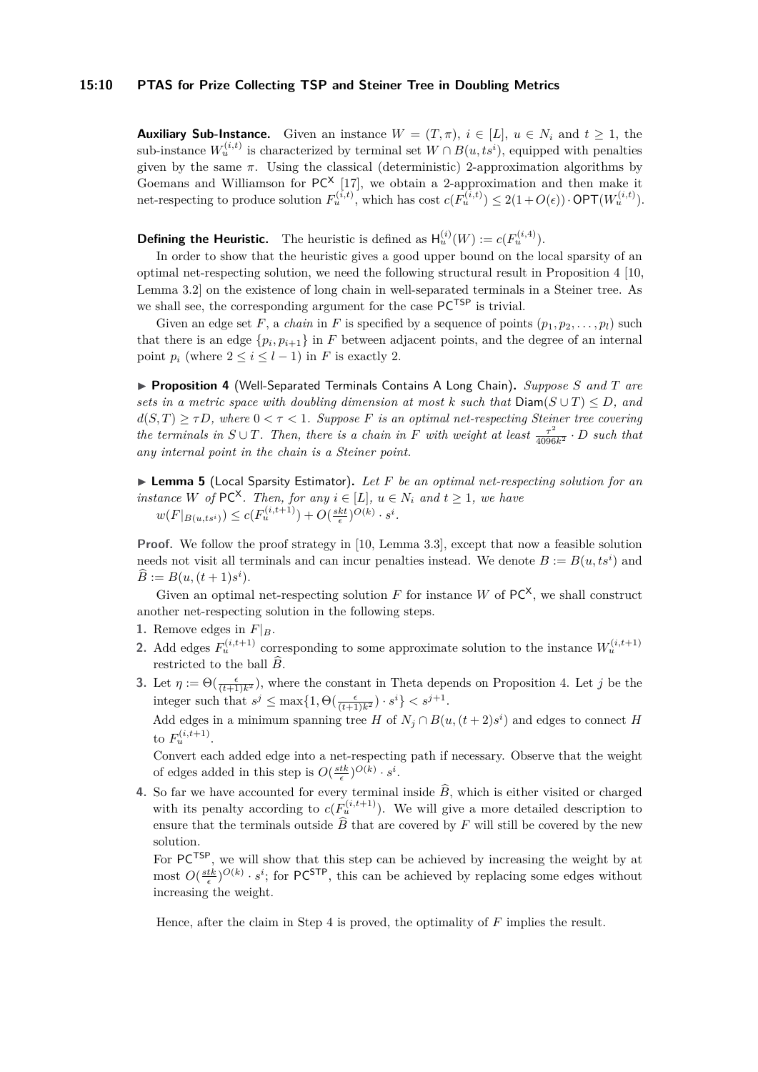**Auxiliary Sub-Instance.** Given an instance $W = (T, \pi)$, $i \in [L]$, $u \in N_i$ and $t \geq 1$, the sub-instance $W_u^{(i,t)}$ is characterized by terminal set $W \cap B(u, ts^i)$, equipped with penalties given by the same $\pi$. Using the classical (deterministic) 2-approximation algorithms by Goemans and Williamson for $\mathsf{PC}^{\mathsf{X}}$ [17], we obtain a 2-approximation and then make it net-respecting to produce solution $F_u^{(i,t)}$, which has cost $c(F_u^{(i,t)}) \leq 2(1 + O(\epsilon)) \cdot \mathsf{OPT}(W_u^{(i,t)})$.

**Defining the Heuristic.** The heuristic is defined as $\mathsf{H}_u^{(i)}(W) := c(F_u^{(i,4)})$.

In order to show that the heuristic gives a good upper bound on the local sparsity of an optimal net-respecting solution, we need the following structural result in Proposition 4 [10, Lemma 3.2] on the existence of long chain in well-separated terminals in a Steiner tree. As we shall see, the corresponding argument for the case $\mathsf{PC}^{\mathsf{TSP}}$ is trivial.

Given an edge set $F$, a *chain* in $F$ is specified by a sequence of points $(p_1, p_2, \ldots, p_l)$ such that there is an edge $\{p_i, p_{i+1}\}$ in $F$ between adjacent points, and the degree of an internal point $p_i$ (where $2 \leq i \leq l - 1$) in $F$ is exactly 2.

▶ **Proposition 4** (Well-Separated Terminals Contains A Long Chain)**.** *Suppose $S$ and $T$ are sets in a metric space with doubling dimension at most $k$ such that $\mathsf{Diam}(S \cup T) \leq D$, and $d(S, T) \geq \tau D$, where $0 < \tau < 1$. Suppose $F$ is an optimal net-respecting Steiner tree covering the terminals in $S \cup T$. Then, there is a chain in $F$ with weight at least $\frac{\tau^2}{4096k^2} \cdot D$ such that any internal point in the chain is a Steiner point.*

▶ **Lemma 5** (Local Sparsity Estimator)**.** *Let $F$ be an optimal net-respecting solution for an instance $W$ of $\mathsf{PC}^{\mathsf{X}}$. Then, for any $i \in [L]$, $u \in N_i$ and $t \geq 1$, we have*
$w(F|_{B(u,ts^i)}) \leq c(F_u^{(i,t+1)}) + O(\frac{skt}{\epsilon})^{O(k)} \cdot s^i$.

**Proof.** We follow the proof strategy in [10, Lemma 3.3], except that now a feasible solution needs not visit all terminals and can incur penalties instead. We denote $B := B(u, ts^i)$ and $\widehat{B} := B(u, (t + 1)s^i)$.

Given an optimal net-respecting solution $F$ for instance $W$ of $\mathsf{PC}^{\mathsf{X}}$, we shall construct another net-respecting solution in the following steps.

1. Remove edges in $F|_B$.
2. Add edges $F_u^{(i,t+1)}$ corresponding to some approximate solution to the instance $W_u^{(i,t+1)}$ restricted to the ball $\widehat{B}$.
3. Let $\eta := \Theta(\frac{\epsilon}{(t+1)k^2})$, where the constant in Theta depends on Proposition 4. Let $j$ be the integer such that $s^j \leq \max\{1, \Theta(\frac{\epsilon}{(t+1)k^2}) \cdot s^i\} < s^{j+1}$.
   Add edges in a minimum spanning tree $H$ of $N_j \cap B(u, (t + 2)s^i)$ and edges to connect $H$ to $F_u^{(i,t+1)}$.
   Convert each added edge into a net-respecting path if necessary. Observe that the weight of edges added in this step is $O(\frac{stk}{\epsilon})^{O(k)} \cdot s^i$.
4. So far we have accounted for every terminal inside $\widehat{B}$, which is either visited or charged with its penalty according to $c(F_u^{(i,t+1)})$. We will give a more detailed description to ensure that the terminals outside $\widehat{B}$ that are covered by $F$ will still be covered by the new solution.
   For $\mathsf{PC}^{\mathsf{TSP}}$, we will show that this step can be achieved by increasing the weight by at most $O(\frac{stk}{\epsilon})^{O(k)} \cdot s^i$; for $\mathsf{PC}^{\mathsf{STP}}$, this can be achieved by replacing some edges without increasing the weight.

Hence, after the claim in Step 4 is proved, the optimality of $F$ implies the result.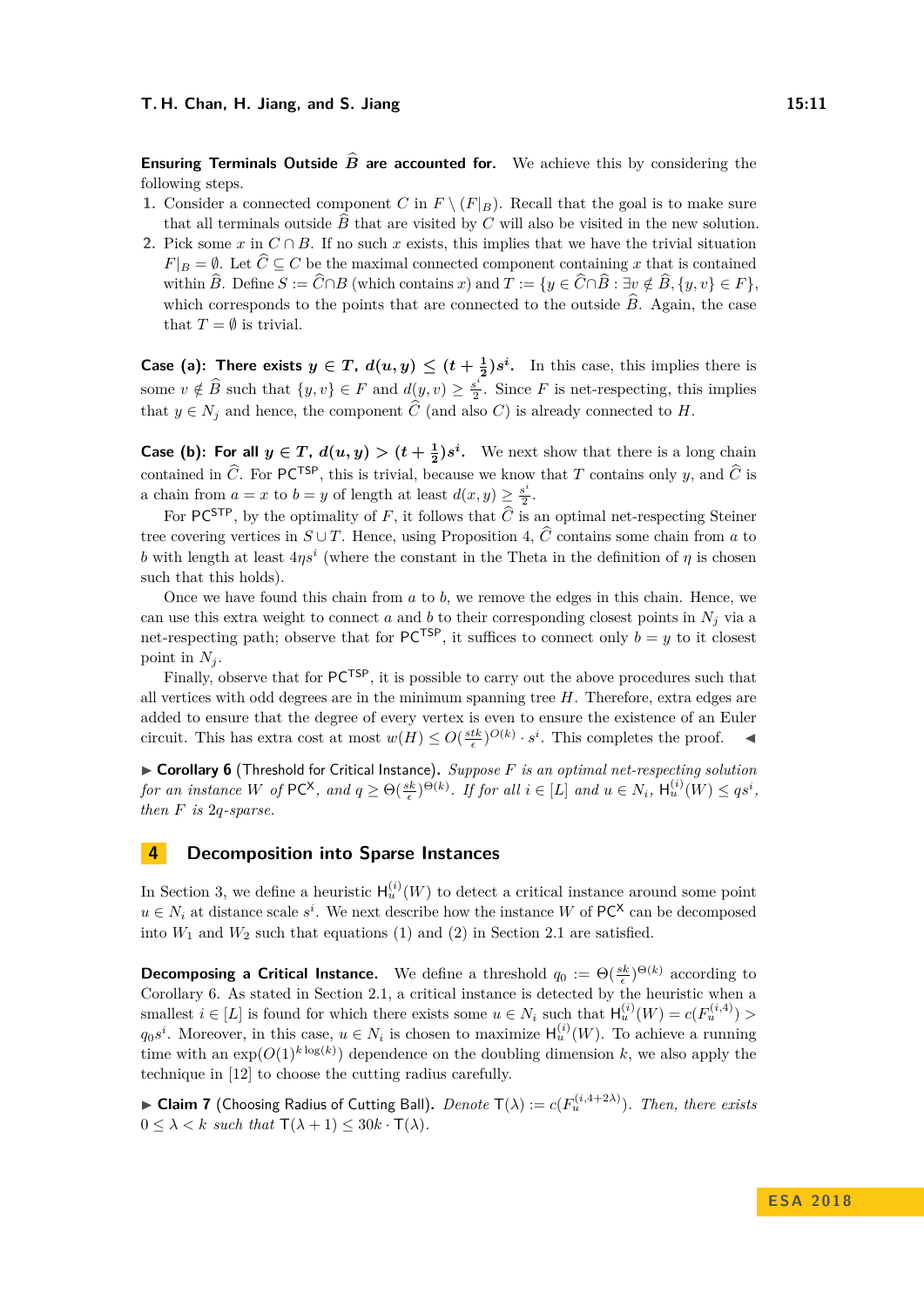**Ensuring Terminals Outside $\widehat{B}$ are accounted for.** We achieve this by considering the following steps.

1. Consider a connected component $C$ in $F \setminus (F|_B)$. Recall that the goal is to make sure that all terminals outside $\widehat{B}$ that are visited by $C$ will also be visited in the new solution.
2. Pick some $x$ in $C \cap B$. If no such $x$ exists, this implies that we have the trivial situation $F|_B = \emptyset$. Let $\widehat{C} \subseteq C$ be the maximal connected component containing $x$ that is contained within $\widehat{B}$. Define $S := \widehat{C} \cap B$ (which contains $x$) and $T := \{y \in \widehat{C} \cap \widehat{B} : \exists v \notin \widehat{B}, \{y, v\} \in F\}$, which corresponds to the points that are connected to the outside $\widehat{B}$. Again, the case that $T = \emptyset$ is trivial.

**Case (a): There exists $y \in T$, $d(u, y) \leq (t + \frac{1}{2})s^i$.** In this case, this implies there is some $v \notin \widehat{B}$ such that $\{y, v\} \in F$ and $d(y, v) \geq \frac{s^i}{2}$. Since $F$ is net-respecting, this implies that $y \in N_j$ and hence, the component $\widehat{C}$ (and also $C$) is already connected to $H$.

**Case (b): For all $y \in T$, $d(u, y) > (t + \frac{1}{2})s^i$.** We next show that there is a long chain contained in $\widehat{C}$. For $\mathsf{PC}^{\mathsf{TSP}}$, this is trivial, because we know that $T$ contains only $y$, and $\widehat{C}$ is a chain from $a = x$ to $b = y$ of length at least $d(x, y) \geq \frac{s^i}{2}$.

For $\mathsf{PC}^{\mathsf{STP}}$, by the optimality of $F$, it follows that $\widehat{C}$ is an optimal net-respecting Steiner tree covering vertices in $S \cup T$. Hence, using Proposition 4, $\widehat{C}$ contains some chain from $a$ to $b$ with length at least $4\eta s^i$ (where the constant in the Theta in the definition of $\eta$ is chosen such that this holds).

Once we have found this chain from $a$ to $b$, we remove the edges in this chain. Hence, we can use this extra weight to connect $a$ and $b$ to their corresponding closest points in $N_j$ via a net-respecting path; observe that for $\mathsf{PC}^{\mathsf{TSP}}$, it suffices to connect only $b = y$ to it closest point in $N_j$.

Finally, observe that for $\mathsf{PC}^{\mathsf{TSP}}$, it is possible to carry out the above procedures such that all vertices with odd degrees are in the minimum spanning tree $H$. Therefore, extra edges are added to ensure that the degree of every vertex is even to ensure the existence of an Euler circuit. This has extra cost at most $w(H) \leq O(\frac{stk}{\epsilon})^{O(k)} \cdot s^i$. This completes the proof. ◀

▶ **Corollary 6** (Threshold for Critical Instance). *Suppose $F$ is an optimal net-respecting solution for an instance $W$ of $\mathsf{PC}^{\mathsf{X}}$, and $q \geq \Theta(\frac{sk}{\epsilon})^{\Theta(k)}$. If for all $i \in [L]$ and $u \in N_i$, $\mathsf{H}_u^{(i)}(W) \leq q s^i$, then $F$ is $2q$-sparse.*

# 4 Decomposition into Sparse Instances

In Section 3, we define a heuristic $\mathsf{H}_u^{(i)}(W)$ to detect a critical instance around some point $u \in N_i$ at distance scale $s^i$. We next describe how the instance $W$ of $\mathsf{PC}^{\mathsf{X}}$ can be decomposed into $W_1$ and $W_2$ such that equations (1) and (2) in Section 2.1 are satisfied.

**Decomposing a Critical Instance.** We define a threshold $q_0 := \Theta(\frac{sk}{\epsilon})^{\Theta(k)}$ according to Corollary 6. As stated in Section 2.1, a critical instance is detected by the heuristic when a smallest $i \in [L]$ is found for which there exists some $u \in N_i$ such that $\mathsf{H}_u^{(i)}(W) = c(F_u^{(i,4)}) > q_0 s^i$. Moreover, in this case, $u \in N_i$ is chosen to maximize $\mathsf{H}_u^{(i)}(W)$. To achieve a running time with an $\exp(O(1)^{k \log(k)})$ dependence on the doubling dimension $k$, we also apply the technique in [12] to choose the cutting radius carefully.

▶ **Claim 7** (Choosing Radius of Cutting Ball). *Denote $\mathsf{T}(\lambda) := c(F_u^{(i,4+2\lambda)})$. Then, there exists $0 \leq \lambda < k$ such that $\mathsf{T}(\lambda + 1) \leq 30k \cdot \mathsf{T}(\lambda)$.*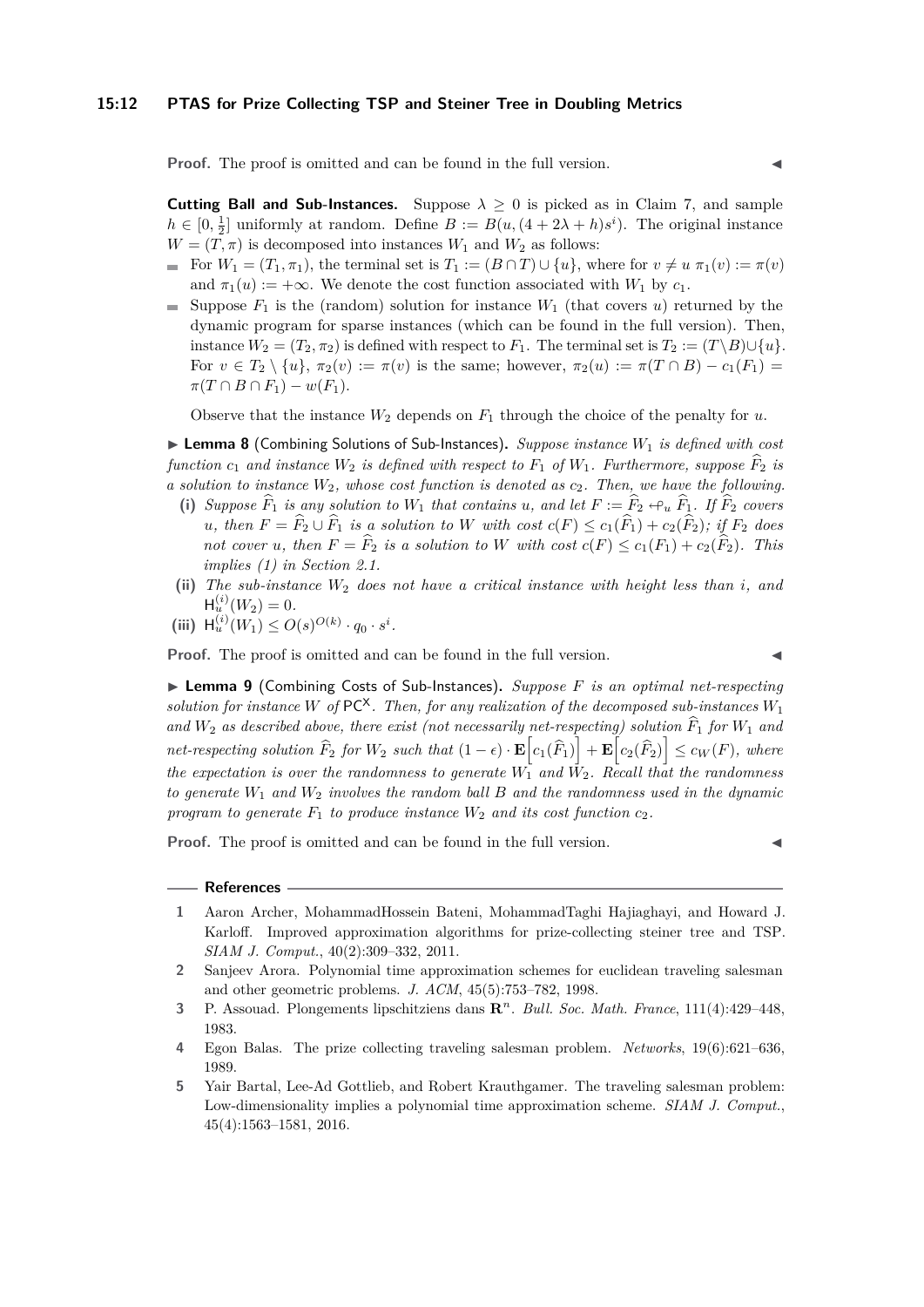**Proof.** The proof is omitted and can be found in the full version. ◀

**Cutting Ball and Sub-Instances.** Suppose $\lambda \geq 0$ is picked as in Claim 7, and sample $h \in [0, \frac{1}{2}]$ uniformly at random. Define $B := B(u, (4 + 2\lambda + h)s^i)$. The original instance $W = (T, \pi)$ is decomposed into instances $W_1$ and $W_2$ as follows:

- For $W_1 = (T_1, \pi_1)$, the terminal set is $T_1 := (B \cap T) \cup \{u\}$, where for $v \neq u$ $\pi_1(v) := \pi(v)$ and $\pi_1(u) := +\infty$. We denote the cost function associated with $W_1$ by $c_1$.
- Suppose $F_1$ is the (random) solution for instance $W_1$ (that covers $u$) returned by the dynamic program for sparse instances (which can be found in the full version). Then, instance $W_2 = (T_2, \pi_2)$ is defined with respect to $F_1$. The terminal set is $T_2 := (T \backslash B) \cup \{u\}$. For $v \in T_2 \setminus \{u\}$, $\pi_2(v) := \pi(v)$ is the same; however, $\pi_2(u) := \pi(T \cap B) - c_1(F_1) = \pi(T \cap B \cap F_1) - w(F_1)$.

  Observe that the instance $W_2$ depends on $F_1$ through the choice of the penalty for $u$.

▶ **Lemma 8** (Combining Solutions of Sub-Instances). *Suppose instance $W_1$ is defined with cost function $c_1$ and instance $W_2$ is defined with respect to $F_1$ of $W_1$. Furthermore, suppose $\widehat{F}_2$ is a solution to instance $W_2$, whose cost function is denoted as $c_2$. Then, we have the following.*

**(i)** *Suppose $\widehat{F}_1$ is any solution to $W_1$ that contains $u$, and let $F := \widehat{F}_2 \leftarrow_u \widehat{F}_1$. If $\widehat{F}_2$ covers $u$, then $F = \widehat{F}_2 \cup \widehat{F}_1$ is a solution to $W$ with cost $c(F) \leq c_1(\widehat{F}_1) + c_2(\widehat{F}_2)$; if $F_2$ does not cover $u$, then $F = \widehat{F}_2$ is a solution to $W$ with cost $c(F) \leq c_1(F_1) + c_2(\widehat{F}_2)$. This implies (1) in Section 2.1.*

**(ii)** *The sub-instance $W_2$ does not have a critical instance with height less than $i$, and $\mathsf{H}_u^{(i)}(W_2) = 0$.*

**(iii)** $\mathsf{H}_u^{(i)}(W_1) \leq O(s)^{O(k)} \cdot q_0 \cdot s^i$.

**Proof.** The proof is omitted and can be found in the full version. ◀

▶ **Lemma 9** (Combining Costs of Sub-Instances). *Suppose $F$ is an optimal net-respecting solution for instance $W$ of $\mathsf{PC}^\mathsf{X}$. Then, for any realization of the decomposed sub-instances $W_1$ and $W_2$ as described above, there exist (not necessarily net-respecting) solution $\widehat{F}_1$ for $W_1$ and net-respecting solution $\widehat{F}_2$ for $W_2$ such that $(1 - \epsilon) \cdot \mathbf{E}\Big[c_1(\widehat{F}_1)\Big] + \mathbf{E}\Big[c_2(\widehat{F}_2)\Big] \leq c_W(F)$, where the expectation is over the randomness to generate $W_1$ and $W_2$. Recall that the randomness to generate $W_1$ and $W_2$ involves the random ball $B$ and the randomness used in the dynamic program to generate $F_1$ to produce instance $W_2$ and its cost function $c_2$.*

**Proof.** The proof is omitted and can be found in the full version. ◀

## References

1. Aaron Archer, MohammadHossein Bateni, MohammadTaghi Hajiaghayi, and Howard J. Karloff. Improved approximation algorithms for prize-collecting steiner tree and TSP. *SIAM J. Comput.*, 40(2):309–332, 2011.
2. Sanjeev Arora. Polynomial time approximation schemes for euclidean traveling salesman and other geometric problems. *J. ACM*, 45(5):753–782, 1998.
3. P. Assouad. Plongements lipschitziens dans $\mathbf{R}^n$. *Bull. Soc. Math. France*, 111(4):429–448, 1983.
4. Egon Balas. The prize collecting traveling salesman problem. *Networks*, 19(6):621–636, 1989.
5. Yair Bartal, Lee-Ad Gottlieb, and Robert Krauthgamer. The traveling salesman problem: Low-dimensionality implies a polynomial time approximation scheme. *SIAM J. Comput.*, 45(4):1563–1581, 2016.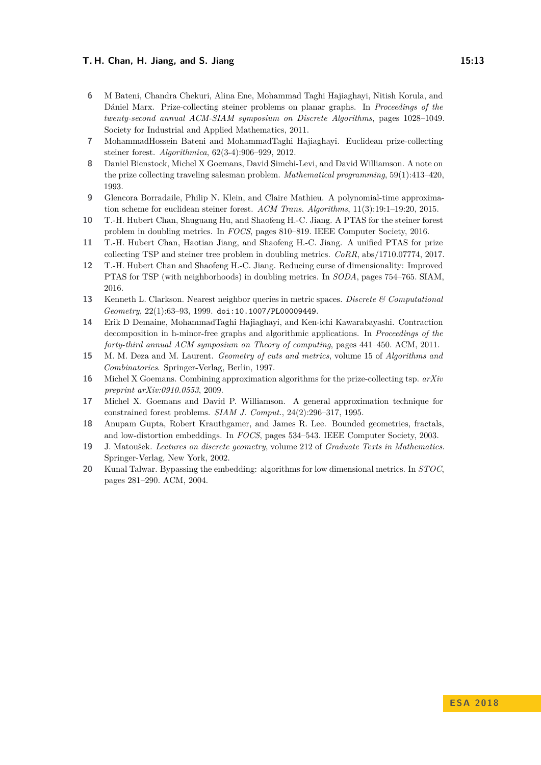6 M Bateni, Chandra Chekuri, Alina Ene, Mohammad Taghi Hajiaghayi, Nitish Korula, and Dániel Marx. Prize-collecting steiner problems on planar graphs. In *Proceedings of the twenty-second annual ACM-SIAM symposium on Discrete Algorithms*, pages 1028–1049. Society for Industrial and Applied Mathematics, 2011.

7 MohammadHossein Bateni and MohammadTaghi Hajiaghayi. Euclidean prize-collecting steiner forest. *Algorithmica*, 62(3-4):906–929, 2012.

8 Daniel Bienstock, Michel X Goemans, David Simchi-Levi, and David Williamson. A note on the prize collecting traveling salesman problem. *Mathematical programming*, 59(1):413–420, 1993.

9 Glencora Borradaile, Philip N. Klein, and Claire Mathieu. A polynomial-time approximation scheme for euclidean steiner forest. *ACM Trans. Algorithms*, 11(3):19:1–19:20, 2015.

10 T.-H. Hubert Chan, Shuguang Hu, and Shaofeng H.-C. Jiang. A PTAS for the steiner forest problem in doubling metrics. In *FOCS*, pages 810–819. IEEE Computer Society, 2016.

11 T.-H. Hubert Chan, Haotian Jiang, and Shaofeng H.-C. Jiang. A unified PTAS for prize collecting TSP and steiner tree problem in doubling metrics. *CoRR*, abs/1710.07774, 2017.

12 T.-H. Hubert Chan and Shaofeng H.-C. Jiang. Reducing curse of dimensionality: Improved PTAS for TSP (with neighborhoods) in doubling metrics. In *SODA*, pages 754–765. SIAM, 2016.

13 Kenneth L. Clarkson. Nearest neighbor queries in metric spaces. *Discrete & Computational Geometry*, 22(1):63–93, 1999. doi:10.1007/PL00009449.

14 Erik D Demaine, MohammadTaghi Hajiaghayi, and Ken-ichi Kawarabayashi. Contraction decomposition in h-minor-free graphs and algorithmic applications. In *Proceedings of the forty-third annual ACM symposium on Theory of computing*, pages 441–450. ACM, 2011.

15 M. M. Deza and M. Laurent. *Geometry of cuts and metrics*, volume 15 of *Algorithms and Combinatorics*. Springer-Verlag, Berlin, 1997.

16 Michel X Goemans. Combining approximation algorithms for the prize-collecting tsp. *arXiv preprint arXiv:0910.0553*, 2009.

17 Michel X. Goemans and David P. Williamson. A general approximation technique for constrained forest problems. *SIAM J. Comput.*, 24(2):296–317, 1995.

18 Anupam Gupta, Robert Krauthgamer, and James R. Lee. Bounded geometries, fractals, and low-distortion embeddings. In *FOCS*, pages 534–543. IEEE Computer Society, 2003.

19 J. Matoušek. *Lectures on discrete geometry*, volume 212 of *Graduate Texts in Mathematics*. Springer-Verlag, New York, 2002.

20 Kunal Talwar. Bypassing the embedding: algorithms for low dimensional metrics. In *STOC*, pages 281–290. ACM, 2004.